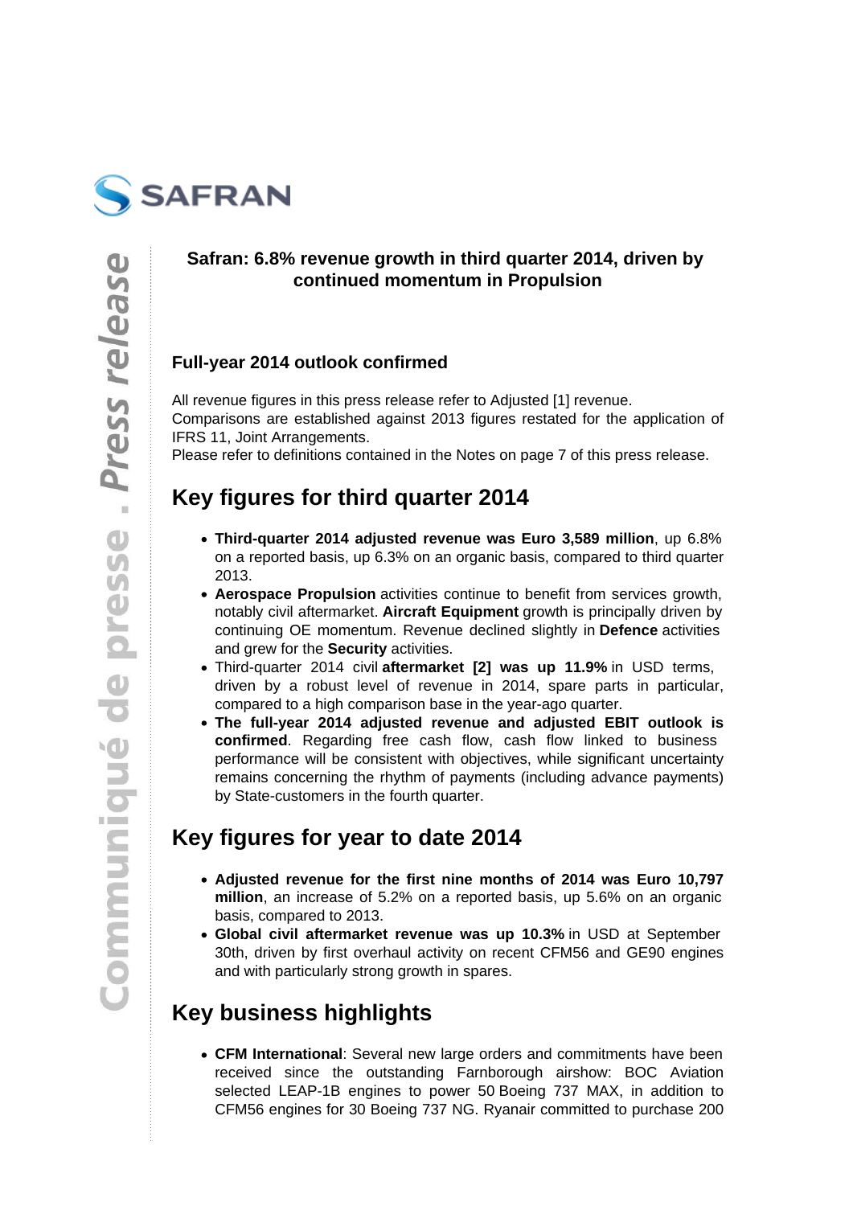**Safran: 6.8% revenue growth in third quarter 2014, driven by continued momentum in Propulsion**

## Full-year 2014 outlook confirmed

All revenue figures in this press release refer to Adjusted [1] revenue.
Comparisons are established against 2013 figures restated for the application of IFRS 11, Joint Arrangements.
Please refer to definitions contained in the Notes on page 7 of this press release.

## Key figures for third quarter 2014

- **Third-quarter 2014 adjusted revenue was Euro 3,589 million**, up 6.8% on a reported basis, up 6.3% on an organic basis, compared to third quarter 2013.
- **Aerospace Propulsion** activities continue to benefit from services growth, notably civil aftermarket. **Aircraft Equipment** growth is principally driven by continuing OE momentum. Revenue declined slightly in **Defence** activities and grew for the **Security** activities.
- Third-quarter 2014 civil **aftermarket [2] was up 11.9%** in USD terms, driven by a robust level of revenue in 2014, spare parts in particular, compared to a high comparison base in the year-ago quarter.
- **The full-year 2014 adjusted revenue and adjusted EBIT outlook is confirmed**. Regarding free cash flow, cash flow linked to business performance will be consistent with objectives, while significant uncertainty remains concerning the rhythm of payments (including advance payments) by State-customers in the fourth quarter.

## Key figures for year to date 2014

- **Adjusted revenue for the first nine months of 2014 was Euro 10,797 million**, an increase of 5.2% on a reported basis, up 5.6% on an organic basis, compared to 2013.
- **Global civil aftermarket revenue was up 10.3%** in USD at September 30th, driven by first overhaul activity on recent CFM56 and GE90 engines and with particularly strong growth in spares.

## Key business highlights

- **CFM International**: Several new large orders and commitments have been received since the outstanding Farnborough airshow: BOC Aviation selected LEAP-1B engines to power 50 Boeing 737 MAX, in addition to CFM56 engines for 30 Boeing 737 NG. Ryanair committed to purchase 200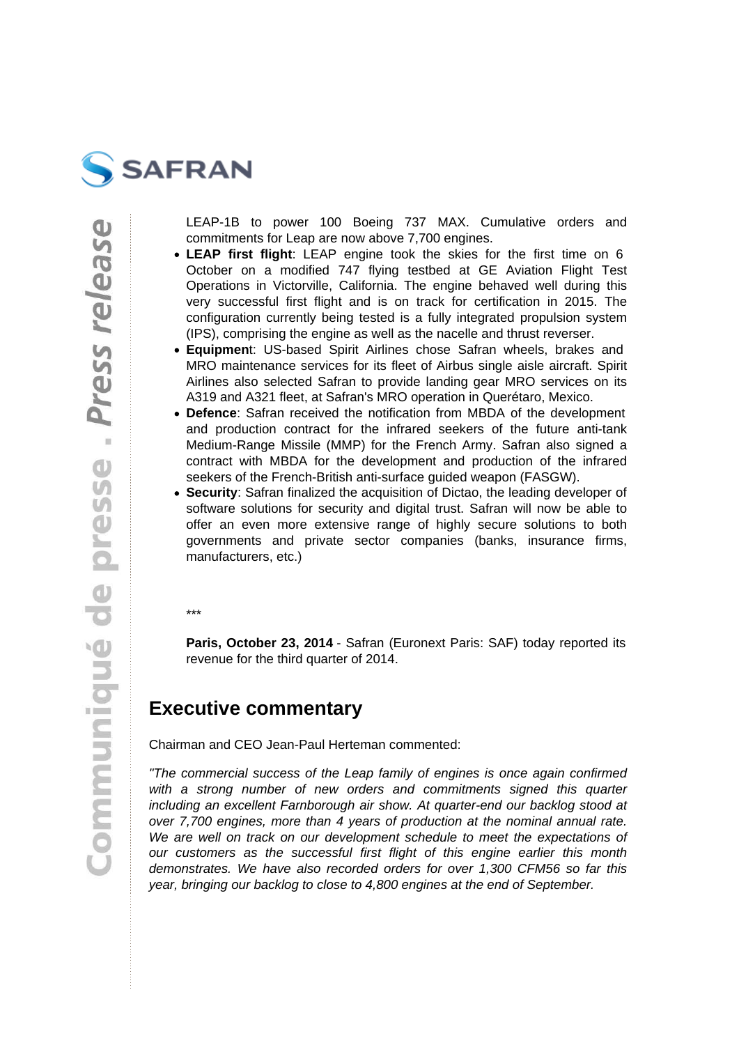LEAP-1B to power 100 Boeing 737 MAX. Cumulative orders and commitments for Leap are now above 7,700 engines.

- **LEAP first flight**: LEAP engine took the skies for the first time on 6 October on a modified 747 flying testbed at GE Aviation Flight Test Operations in Victorville, California. The engine behaved well during this very successful first flight and is on track for certification in 2015. The configuration currently being tested is a fully integrated propulsion system (IPS), comprising the engine as well as the nacelle and thrust reverser.
- **Equipmen**t: US-based Spirit Airlines chose Safran wheels, brakes and MRO maintenance services for its fleet of Airbus single aisle aircraft. Spirit Airlines also selected Safran to provide landing gear MRO services on its A319 and A321 fleet, at Safran's MRO operation in Querétaro, Mexico.
- **Defence**: Safran received the notification from MBDA of the development and production contract for the infrared seekers of the future anti-tank Medium-Range Missile (MMP) for the French Army. Safran also signed a contract with MBDA for the development and production of the infrared seekers of the French-British anti-surface guided weapon (FASGW).
- **Security**: Safran finalized the acquisition of Dictao, the leading developer of software solutions for security and digital trust. Safran will now be able to offer an even more extensive range of highly secure solutions to both governments and private sector companies (banks, insurance firms, manufacturers, etc.)

***

**Paris, October 23, 2014** - Safran (Euronext Paris: SAF) today reported its revenue for the third quarter of 2014.

## Executive commentary

Chairman and CEO Jean-Paul Herteman commented:

*"The commercial success of the Leap family of engines is once again confirmed with a strong number of new orders and commitments signed this quarter including an excellent Farnborough air show. At quarter-end our backlog stood at over 7,700 engines, more than 4 years of production at the nominal annual rate. We are well on track on our development schedule to meet the expectations of our customers as the successful first flight of this engine earlier this month demonstrates. We have also recorded orders for over 1,300 CFM56 so far this year, bringing our backlog to close to 4,800 engines at the end of September.*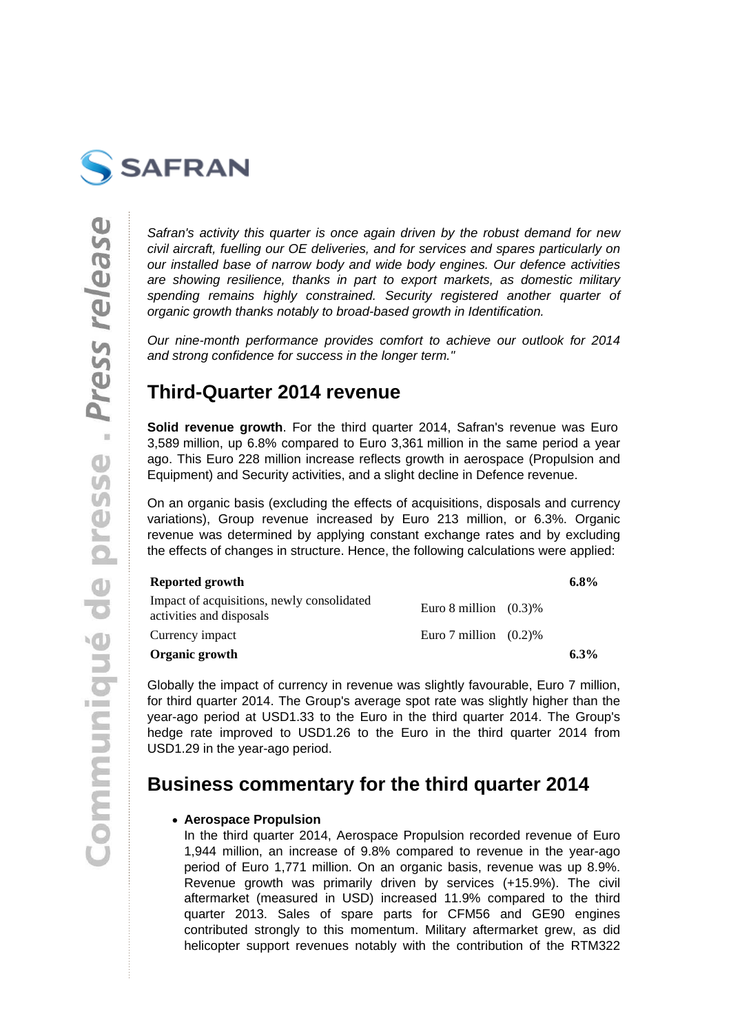*Safran's activity this quarter is once again driven by the robust demand for new civil aircraft, fuelling our OE deliveries, and for services and spares particularly on our installed base of narrow body and wide body engines. Our defence activities are showing resilience, thanks in part to export markets, as domestic military spending remains highly constrained. Security registered another quarter of organic growth thanks notably to broad-based growth in Identification.*

*Our nine-month performance provides comfort to achieve our outlook for 2014 and strong confidence for success in the longer term."*

## Third-Quarter 2014 revenue

**Solid revenue growth**. For the third quarter 2014, Safran's revenue was Euro 3,589 million, up 6.8% compared to Euro 3,361 million in the same period a year ago. This Euro 228 million increase reflects growth in aerospace (Propulsion and Equipment) and Security activities, and a slight decline in Defence revenue.

On an organic basis (excluding the effects of acquisitions, disposals and currency variations), Group revenue increased by Euro 213 million, or 6.3%. Organic revenue was determined by applying constant exchange rates and by excluding the effects of changes in structure. Hence, the following calculations were applied:

| | | | |
|---|---|---|---|
| **Reported growth** | | | **6.8%** |
| Impact of acquisitions, newly consolidated activities and disposals | Euro 8 million | (0.3)% | |
| Currency impact | Euro 7 million | (0.2)% | |
| **Organic growth** | | | **6.3%** |

Globally the impact of currency in revenue was slightly favourable, Euro 7 million, for third quarter 2014. The Group's average spot rate was slightly higher than the year-ago period at USD1.33 to the Euro in the third quarter 2014. The Group's hedge rate improved to USD1.26 to the Euro in the third quarter 2014 from USD1.29 in the year-ago period.

## Business commentary for the third quarter 2014

- **Aerospace Propulsion**
  In the third quarter 2014, Aerospace Propulsion recorded revenue of Euro 1,944 million, an increase of 9.8% compared to revenue in the year-ago period of Euro 1,771 million. On an organic basis, revenue was up 8.9%. Revenue growth was primarily driven by services (+15.9%). The civil aftermarket (measured in USD) increased 11.9% compared to the third quarter 2013. Sales of spare parts for CFM56 and GE90 engines contributed strongly to this momentum. Military aftermarket grew, as did helicopter support revenues notably with the contribution of the RTM322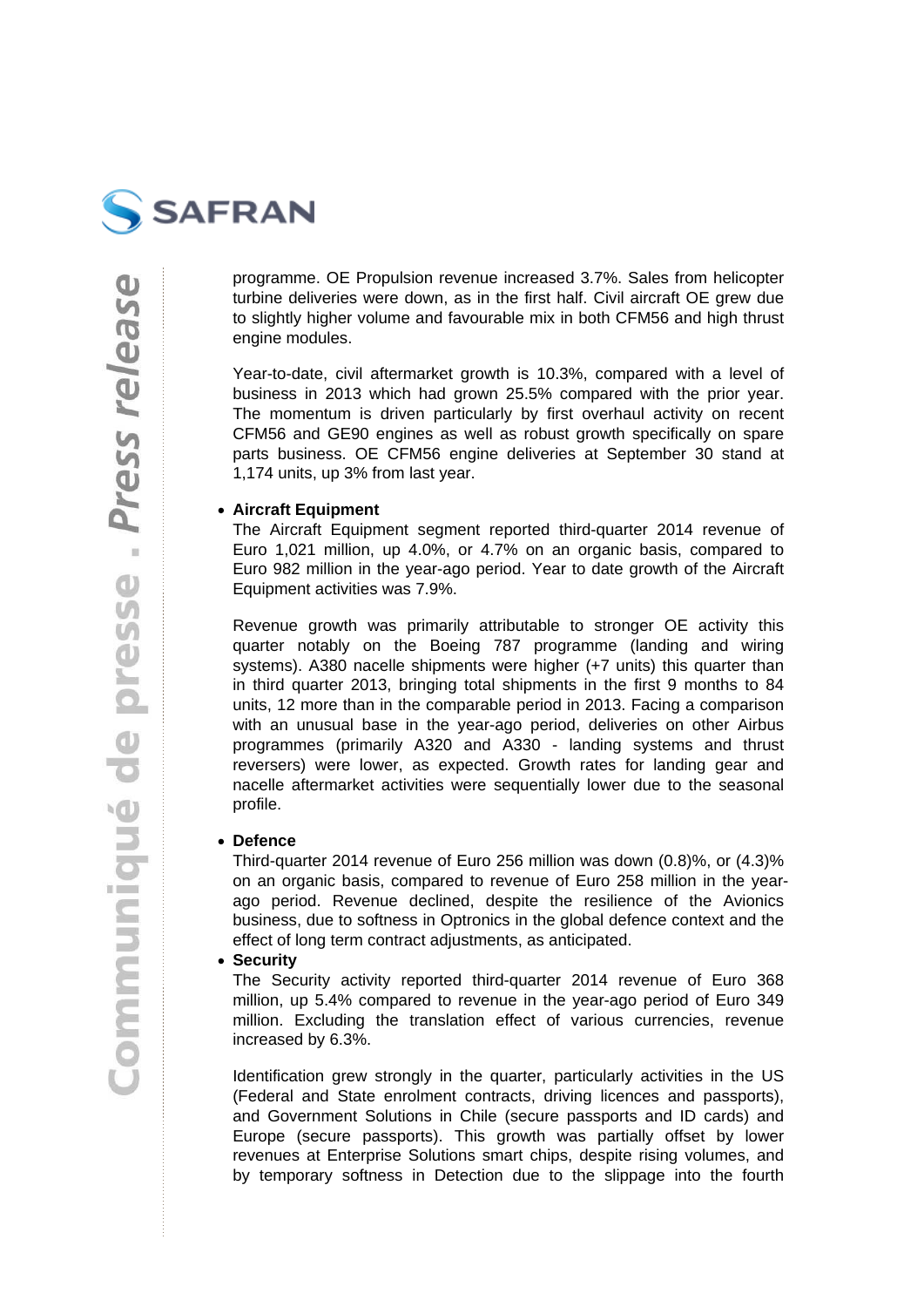programme. OE Propulsion revenue increased 3.7%. Sales from helicopter turbine deliveries were down, as in the first half. Civil aircraft OE grew due to slightly higher volume and favourable mix in both CFM56 and high thrust engine modules.

Year-to-date, civil aftermarket growth is 10.3%, compared with a level of business in 2013 which had grown 25.5% compared with the prior year. The momentum is driven particularly by first overhaul activity on recent CFM56 and GE90 engines as well as robust growth specifically on spare parts business. OE CFM56 engine deliveries at September 30 stand at 1,174 units, up 3% from last year.

- **Aircraft Equipment**
  The Aircraft Equipment segment reported third-quarter 2014 revenue of Euro 1,021 million, up 4.0%, or 4.7% on an organic basis, compared to Euro 982 million in the year-ago period. Year to date growth of the Aircraft Equipment activities was 7.9%.

  Revenue growth was primarily attributable to stronger OE activity this quarter notably on the Boeing 787 programme (landing and wiring systems). A380 nacelle shipments were higher (+7 units) this quarter than in third quarter 2013, bringing total shipments in the first 9 months to 84 units, 12 more than in the comparable period in 2013. Facing a comparison with an unusual base in the year-ago period, deliveries on other Airbus programmes (primarily A320 and A330 - landing systems and thrust reversers) were lower, as expected. Growth rates for landing gear and nacelle aftermarket activities were sequentially lower due to the seasonal profile.

- **Defence**
  Third-quarter 2014 revenue of Euro 256 million was down (0.8)%, or (4.3)% on an organic basis, compared to revenue of Euro 258 million in the year-ago period. Revenue declined, despite the resilience of the Avionics business, due to softness in Optronics in the global defence context and the effect of long term contract adjustments, as anticipated.

- **Security**
  The Security activity reported third-quarter 2014 revenue of Euro 368 million, up 5.4% compared to revenue in the year-ago period of Euro 349 million. Excluding the translation effect of various currencies, revenue increased by 6.3%.

  Identification grew strongly in the quarter, particularly activities in the US (Federal and State enrolment contracts, driving licences and passports), and Government Solutions in Chile (secure passports and ID cards) and Europe (secure passports). This growth was partially offset by lower revenues at Enterprise Solutions smart chips, despite rising volumes, and by temporary softness in Detection due to the slippage into the fourth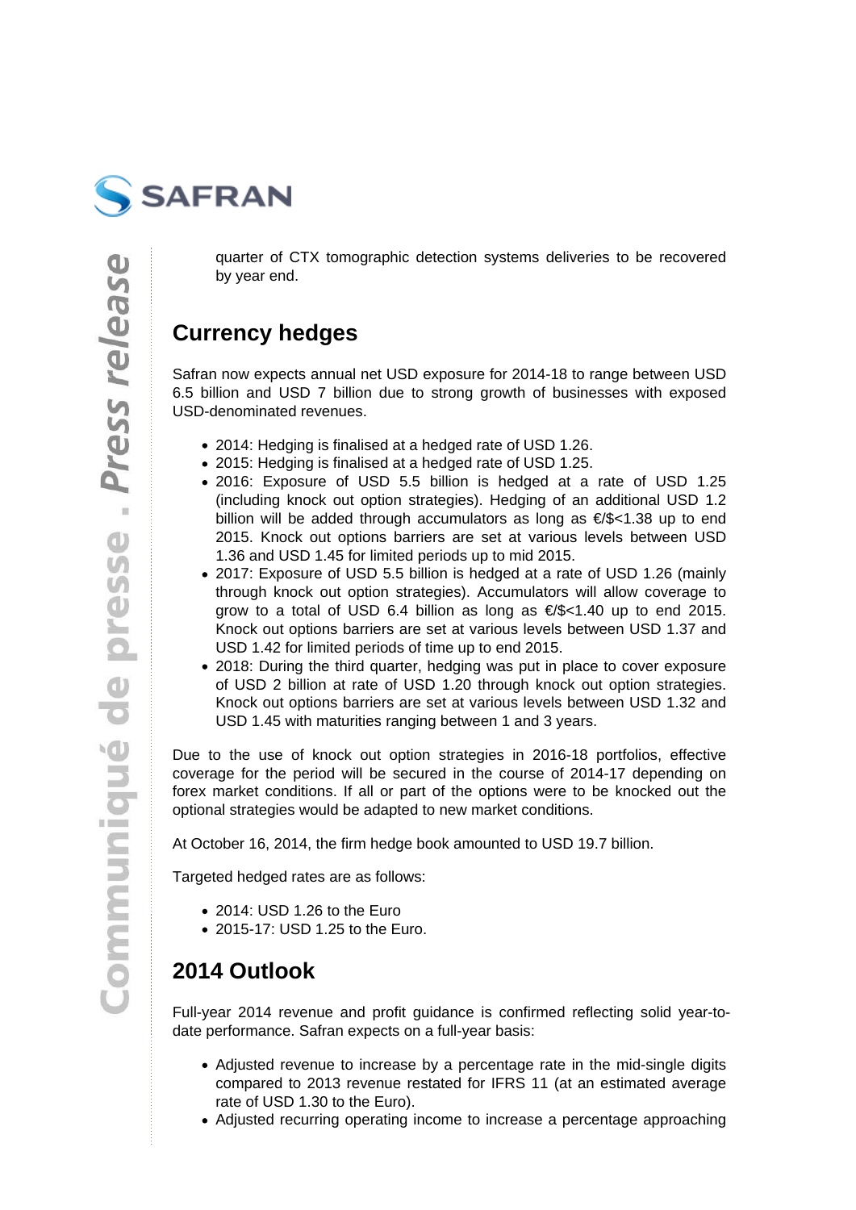quarter of CTX tomographic detection systems deliveries to be recovered by year end.

## Currency hedges

Safran now expects annual net USD exposure for 2014-18 to range between USD 6.5 billion and USD 7 billion due to strong growth of businesses with exposed USD-denominated revenues.

- 2014: Hedging is finalised at a hedged rate of USD 1.26.
- 2015: Hedging is finalised at a hedged rate of USD 1.25.
- 2016: Exposure of USD 5.5 billion is hedged at a rate of USD 1.25 (including knock out option strategies). Hedging of an additional USD 1.2 billion will be added through accumulators as long as €/$<1.38 up to end 2015. Knock out options barriers are set at various levels between USD 1.36 and USD 1.45 for limited periods up to mid 2015.
- 2017: Exposure of USD 5.5 billion is hedged at a rate of USD 1.26 (mainly through knock out option strategies). Accumulators will allow coverage to grow to a total of USD 6.4 billion as long as €/$<1.40 up to end 2015. Knock out options barriers are set at various levels between USD 1.37 and USD 1.42 for limited periods of time up to end 2015.
- 2018: During the third quarter, hedging was put in place to cover exposure of USD 2 billion at rate of USD 1.20 through knock out option strategies. Knock out options barriers are set at various levels between USD 1.32 and USD 1.45 with maturities ranging between 1 and 3 years.

Due to the use of knock out option strategies in 2016-18 portfolios, effective coverage for the period will be secured in the course of 2014-17 depending on forex market conditions. If all or part of the options were to be knocked out the optional strategies would be adapted to new market conditions.

At October 16, 2014, the firm hedge book amounted to USD 19.7 billion.

Targeted hedged rates are as follows:

- 2014: USD 1.26 to the Euro
- 2015-17: USD 1.25 to the Euro.

## 2014 Outlook

Full-year 2014 revenue and profit guidance is confirmed reflecting solid year-to-date performance. Safran expects on a full-year basis:

- Adjusted revenue to increase by a percentage rate in the mid-single digits compared to 2013 revenue restated for IFRS 11 (at an estimated average rate of USD 1.30 to the Euro).
- Adjusted recurring operating income to increase a percentage approaching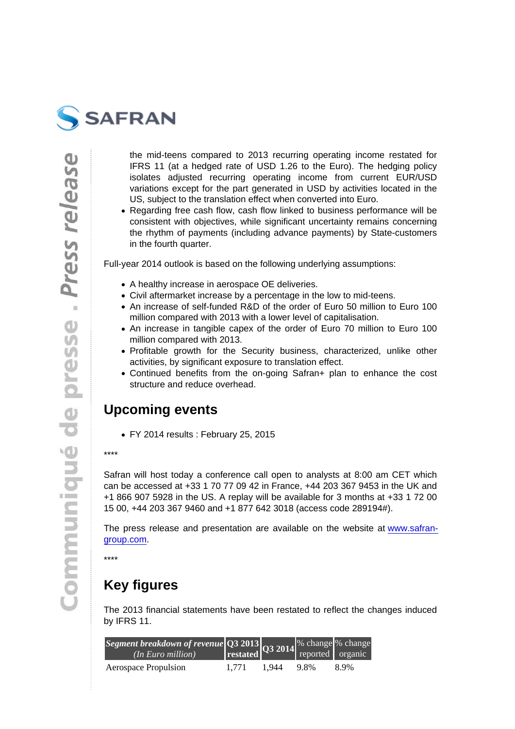the mid-teens compared to 2013 recurring operating income restated for IFRS 11 (at a hedged rate of USD 1.26 to the Euro). The hedging policy isolates adjusted recurring operating income from current EUR/USD variations except for the part generated in USD by activities located in the US, subject to the translation effect when converted into Euro.

- Regarding free cash flow, cash flow linked to business performance will be consistent with objectives, while significant uncertainty remains concerning the rhythm of payments (including advance payments) by State-customers in the fourth quarter.

Full-year 2014 outlook is based on the following underlying assumptions:

- A healthy increase in aerospace OE deliveries.
- Civil aftermarket increase by a percentage in the low to mid-teens.
- An increase of self-funded R&D of the order of Euro 50 million to Euro 100 million compared with 2013 with a lower level of capitalisation.
- An increase in tangible capex of the order of Euro 70 million to Euro 100 million compared with 2013.
- Profitable growth for the Security business, characterized, unlike other activities, by significant exposure to translation effect.
- Continued benefits from the on-going Safran+ plan to enhance the cost structure and reduce overhead.

## Upcoming events

- FY 2014 results : February 25, 2015

****

Safran will host today a conference call open to analysts at 8:00 am CET which can be accessed at +33 1 70 77 09 42 in France, +44 203 367 9453 in the UK and +1 866 907 5928 in the US. A replay will be available for 3 months at +33 1 72 00 15 00, +44 203 367 9460 and +1 877 642 3018 (access code 289194#).

The press release and presentation are available on the website at [www.safran-group.com](www.safran-group.com).

****

## Key figures

The 2013 financial statements have been restated to reflect the changes induced by IFRS 11.

| ***Segment breakdown of revenue*** *(In Euro million)* | **Q3 2013 restated** | **Q3 2014** | % change reported | % change organic |
|---|---|---|---|---|
| Aerospace Propulsion | 1,771 | 1,944 | 9.8% | 8.9% |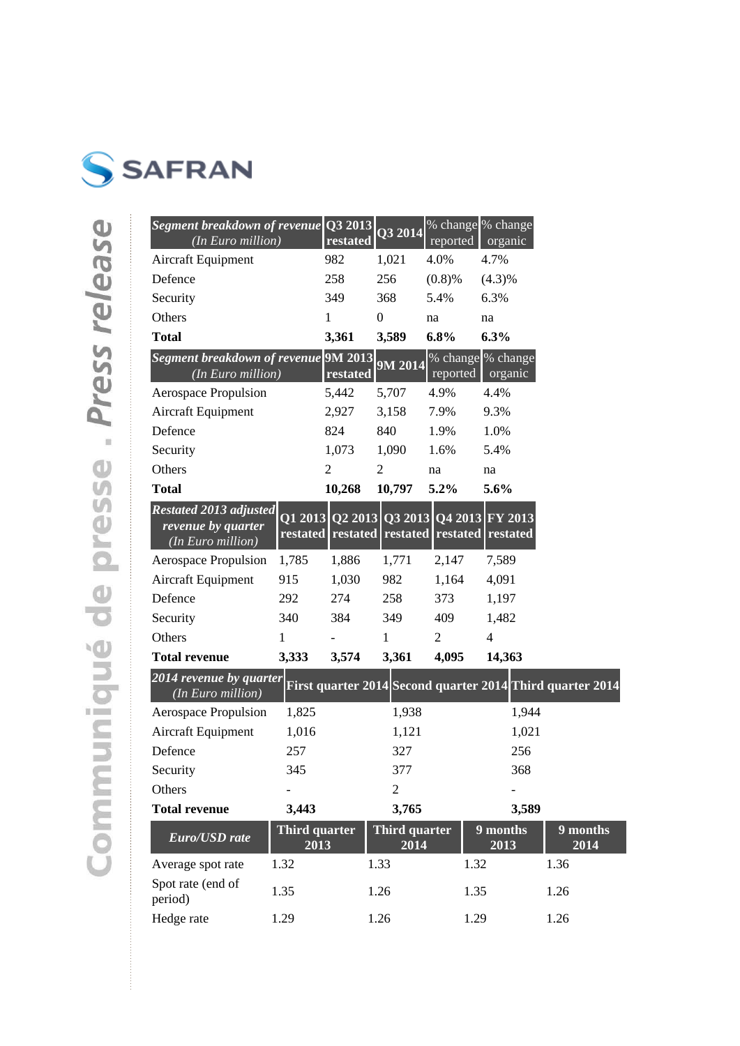| *Segment breakdown of revenue* *(In Euro million)* | Q3 2013 restated | Q3 2014 | % change reported | % change organic |
| --- | --- | --- | --- | --- |
| Aircraft Equipment | 982 | 1,021 | 4.0% | 4.7% |
| Defence | 258 | 256 | (0.8)% | (4.3)% |
| Security | 349 | 368 | 5.4% | 6.3% |
| Others | 1 | 0 | na | na |
| **Total** | **3,361** | **3,589** | **6.8%** | **6.3%** |

| *Segment breakdown of revenue* *(In Euro million)* | 9M 2013 restated | 9M 2014 | % change reported | % change organic |
| --- | --- | --- | --- | --- |
| Aerospace Propulsion | 5,442 | 5,707 | 4.9% | 4.4% |
| Aircraft Equipment | 2,927 | 3,158 | 7.9% | 9.3% |
| Defence | 824 | 840 | 1.9% | 1.0% |
| Security | 1,073 | 1,090 | 1.6% | 5.4% |
| Others | 2 | 2 | na | na |
| **Total** | **10,268** | **10,797** | **5.2%** | **5.6%** |

| *Restated 2013 adjusted revenue by quarter* *(In Euro million)* | Q1 2013 restated | Q2 2013 restated | Q3 2013 restated | Q4 2013 restated | FY 2013 restated |
| --- | --- | --- | --- | --- | --- |
| Aerospace Propulsion | 1,785 | 1,886 | 1,771 | 2,147 | 7,589 |
| Aircraft Equipment | 915 | 1,030 | 982 | 1,164 | 4,091 |
| Defence | 292 | 274 | 258 | 373 | 1,197 |
| Security | 340 | 384 | 349 | 409 | 1,482 |
| Others | 1 | - | 1 | 2 | 4 |
| **Total revenue** | **3,333** | **3,574** | **3,361** | **4,095** | **14,363** |

| *2014 revenue by quarter* *(In Euro million)* | First quarter 2014 | Second quarter 2014 | Third quarter 2014 |
| --- | --- | --- | --- |
| Aerospace Propulsion | 1,825 | 1,938 | 1,944 |
| Aircraft Equipment | 1,016 | 1,121 | 1,021 |
| Defence | 257 | 327 | 256 |
| Security | 345 | 377 | 368 |
| Others | - | 2 | - |
| **Total revenue** | **3,443** | **3,765** | **3,589** |

| *Euro/USD rate* | Third quarter 2013 | Third quarter 2014 | 9 months 2013 | 9 months 2014 |
| --- | --- | --- | --- | --- |
| Average spot rate | 1.32 | 1.33 | 1.32 | 1.36 |
| Spot rate (end of period) | 1.35 | 1.26 | 1.35 | 1.26 |
| Hedge rate | 1.29 | 1.26 | 1.29 | 1.26 |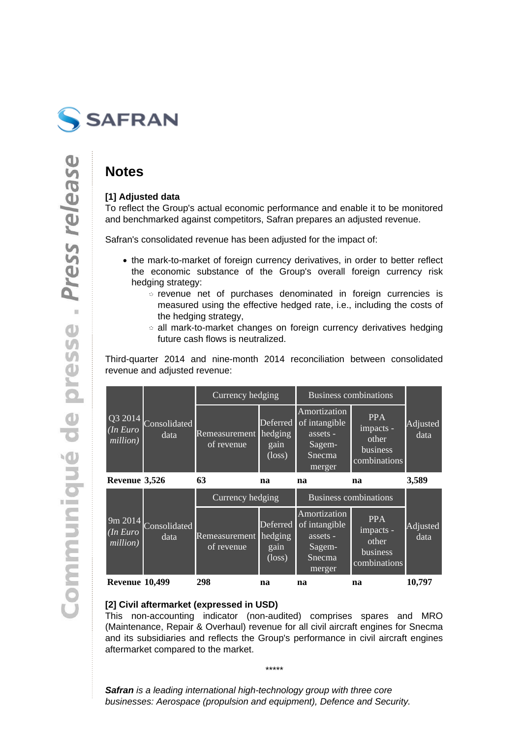## Notes

**[1] Adjusted data**
To reflect the Group's actual economic performance and enable it to be monitored and benchmarked against competitors, Safran prepares an adjusted revenue.

Safran's consolidated revenue has been adjusted for the impact of:

- the mark-to-market of foreign currency derivatives, in order to better reflect the economic substance of the Group's overall foreign currency risk hedging strategy:
  - revenue net of purchases denominated in foreign currencies is measured using the effective hedged rate, i.e., including the costs of the hedging strategy,
  - all mark-to-market changes on foreign currency derivatives hedging future cash flows is neutralized.

Third-quarter 2014 and nine-month 2014 reconciliation between consolidated revenue and adjusted revenue:

| Q3 2014 *(In Euro million)* | Consolidated data | Currency hedging | | Business combinations | | Adjusted data |
|---|---|---|---|---|---|---|
| | | Remeasurement of revenue | Deferred hedging gain (loss) | Amortization of intangible assets - Sagem-Snecma merger | PPA impacts - other business combinations | |
| **Revenue** | **3,526** | **63** | **na** | **na** | **na** | **3,589** |

| 9m 2014 *(In Euro million)* | Consolidated data | Currency hedging | | Business combinations | | Adjusted data |
|---|---|---|---|---|---|---|
| | | Remeasurement of revenue | Deferred hedging gain (loss) | Amortization of intangible assets - Sagem-Snecma merger | PPA impacts - other business combinations | |
| **Revenue** | **10,499** | **298** | **na** | **na** | **na** | **10,797** |

**[2] Civil aftermarket (expressed in USD)**
This non-accounting indicator (non-audited) comprises spares and MRO (Maintenance, Repair & Overhaul) revenue for all civil aircraft engines for Snecma and its subsidiaries and reflects the Group's performance in civil aircraft engines aftermarket compared to the market.

*****

***Safran*** *is a leading international high-technology group with three core businesses: Aerospace (propulsion and equipment), Defence and Security.*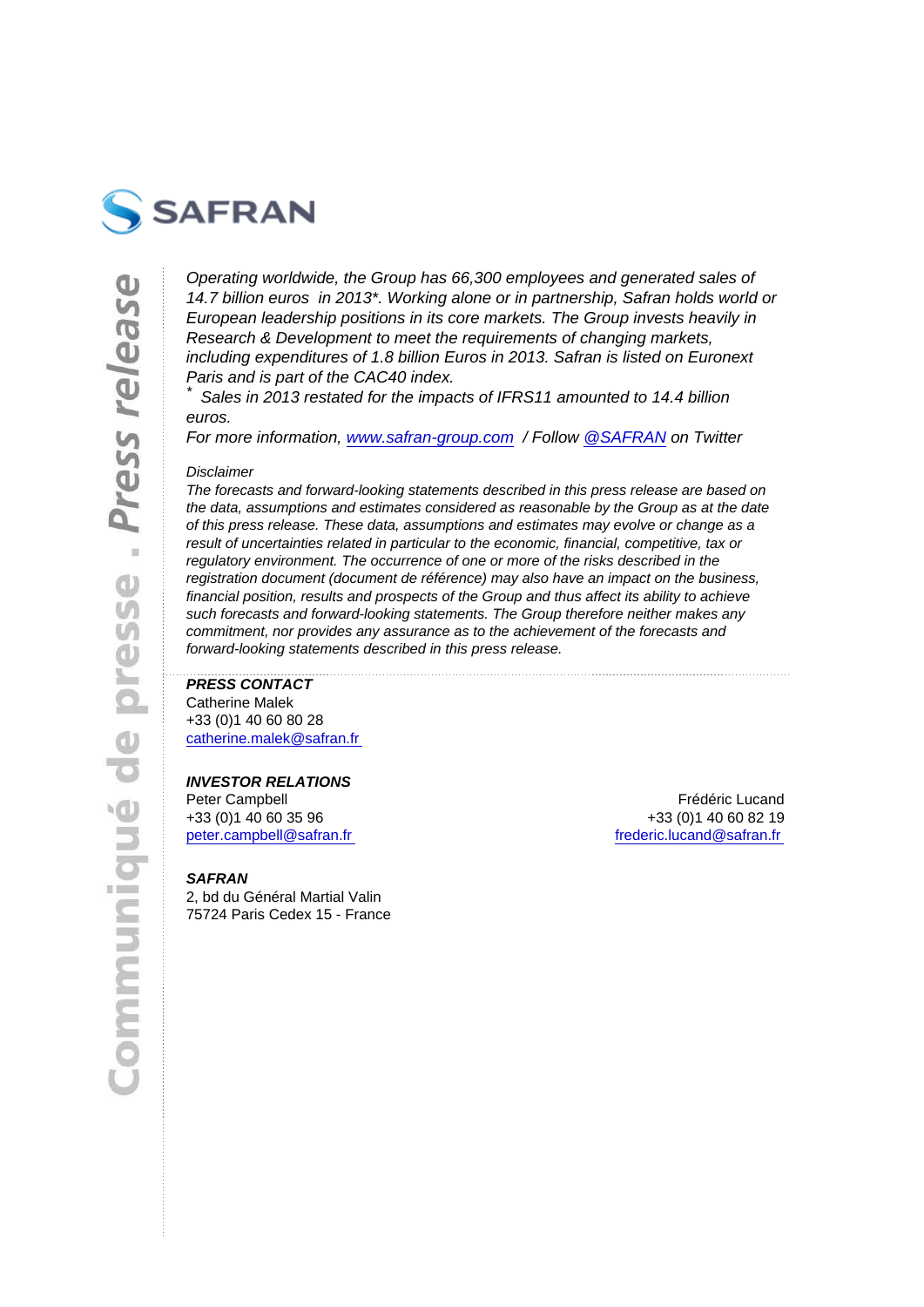*Operating worldwide, the Group has 66,300 employees and generated sales of 14.7 billion euros in 2013\*. Working alone or in partnership, Safran holds world or European leadership positions in its core markets. The Group invests heavily in Research & Development to meet the requirements of changing markets, including expenditures of 1.8 billion Euros in 2013. Safran is listed on Euronext Paris and is part of the CAC40 index.*

*\* Sales in 2013 restated for the impacts of IFRS11 amounted to 14.4 billion euros.*

*For more information, [www.safran-group.com](http://www.safran-group.com) / Follow [@SAFRAN](https://twitter.com/SAFRAN) on Twitter*

*Disclaimer*

*The forecasts and forward-looking statements described in this press release are based on the data, assumptions and estimates considered as reasonable by the Group as at the date of this press release. These data, assumptions and estimates may evolve or change as a result of uncertainties related in particular to the economic, financial, competitive, tax or regulatory environment. The occurrence of one or more of the risks described in the registration document (document de référence) may also have an impact on the business, financial position, results and prospects of the Group and thus affect its ability to achieve such forecasts and forward-looking statements. The Group therefore neither makes any commitment, nor provides any assurance as to the achievement of the forecasts and forward-looking statements described in this press release.*

***PRESS CONTACT***

Catherine Malek
+33 (0)1 40 60 80 28
[catherine.malek@safran.fr](mailto:catherine.malek@safran.fr)

***INVESTOR RELATIONS***

Peter Campbell
+33 (0)1 40 60 35 96
[peter.campbell@safran.fr](mailto:peter.campbell@safran.fr)

Frédéric Lucand
+33 (0)1 40 60 82 19
[frederic.lucand@safran.fr](mailto:frederic.lucand@safran.fr)

***SAFRAN***

2, bd du Général Martial Valin
75724 Paris Cedex 15 - France